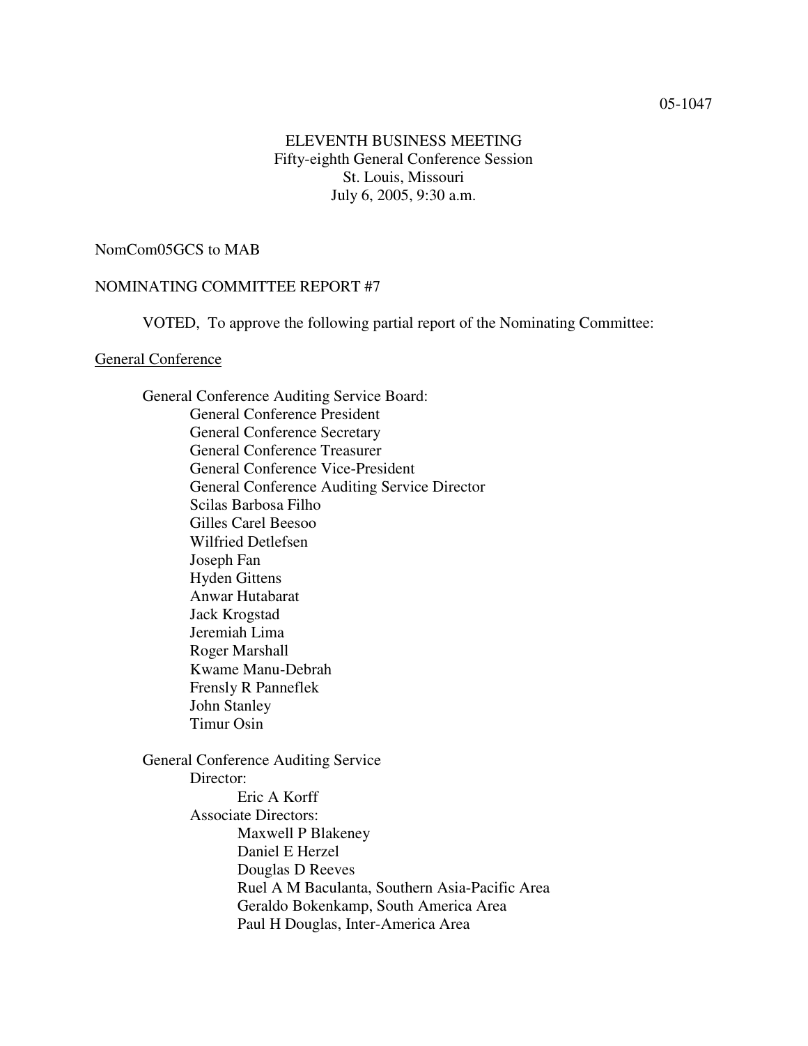05-1047

ELEVENTH BUSINESS MEETING
Fifty-eighth General Conference Session
St. Louis, Missouri
July 6, 2005, 9:30 a.m.

NomCom05GCS to MAB

NOMINATING COMMITTEE REPORT #7

VOTED, To approve the following partial report of the Nominating Committee:

General Conference

General Conference Auditing Service Board:
- General Conference President
- General Conference Secretary
- General Conference Treasurer
- General Conference Vice-President
- General Conference Auditing Service Director
- Scilas Barbosa Filho
- Gilles Carel Beesoo
- Wilfried Detlefsen
- Joseph Fan
- Hyden Gittens
- Anwar Hutabarat
- Jack Krogstad
- Jeremiah Lima
- Roger Marshall
- Kwame Manu-Debrah
- Frensly R Panneflek
- John Stanley
- Timur Osin

General Conference Auditing Service
- Director:
  - Eric A Korff
- Associate Directors:
  - Maxwell P Blakeney
  - Daniel E Herzel
  - Douglas D Reeves
  - Ruel A M Baculanta, Southern Asia-Pacific Area
  - Geraldo Bokenkamp, South America Area
  - Paul H Douglas, Inter-America Area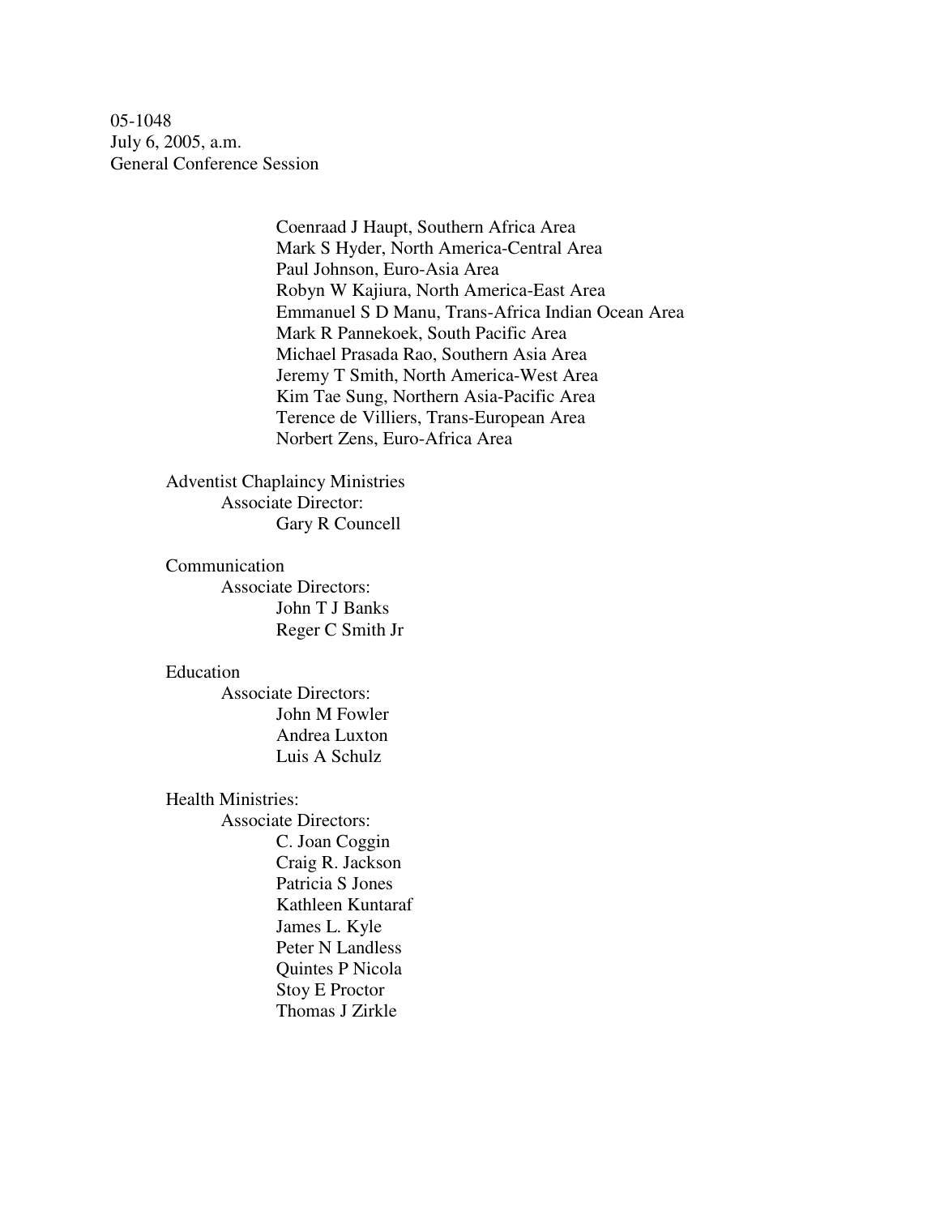05-1048
July 6, 2005, a.m.
General Conference Session

Coenraad J Haupt, Southern Africa Area
Mark S Hyder, North America-Central Area
Paul Johnson, Euro-Asia Area
Robyn W Kajiura, North America-East Area
Emmanuel S D Manu, Trans-Africa Indian Ocean Area
Mark R Pannekoek, South Pacific Area
Michael Prasada Rao, Southern Asia Area
Jeremy T Smith, North America-West Area
Kim Tae Sung, Northern Asia-Pacific Area
Terence de Villiers, Trans-European Area
Norbert Zens, Euro-Africa Area

Adventist Chaplaincy Ministries
- Associate Director:
  - Gary R Councell

Communication
- Associate Directors:
  - John T J Banks
  - Reger C Smith Jr

Education
- Associate Directors:
  - John M Fowler
  - Andrea Luxton
  - Luis A Schulz

Health Ministries:
- Associate Directors:
  - C. Joan Coggin
  - Craig R. Jackson
  - Patricia S Jones
  - Kathleen Kuntaraf
  - James L. Kyle
  - Peter N Landless
  - Quintes P Nicola
  - Stoy E Proctor
  - Thomas J Zirkle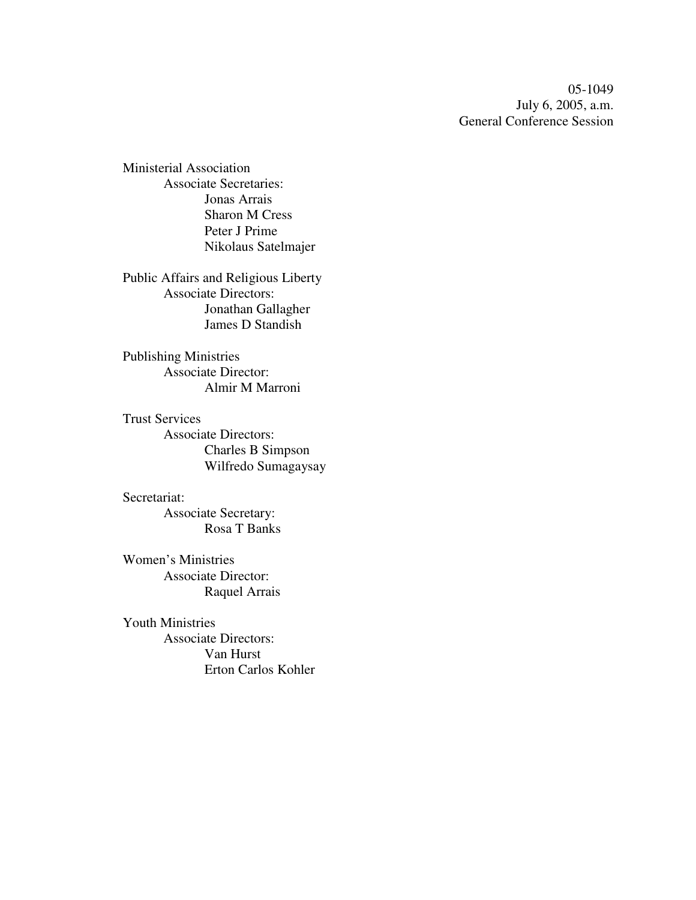05-1049
July 6, 2005, a.m.
General Conference Session

Ministerial Association
- Associate Secretaries:
  - Jonas Arrais
  - Sharon M Cress
  - Peter J Prime
  - Nikolaus Satelmajer

Public Affairs and Religious Liberty
- Associate Directors:
  - Jonathan Gallagher
  - James D Standish

Publishing Ministries
- Associate Director:
  - Almir M Marroni

Trust Services
- Associate Directors:
  - Charles B Simpson
  - Wilfredo Sumagaysay

Secretariat:
- Associate Secretary:
  - Rosa T Banks

Women's Ministries
- Associate Director:
  - Raquel Arrais

Youth Ministries
- Associate Directors:
  - Van Hurst
  - Erton Carlos Kohler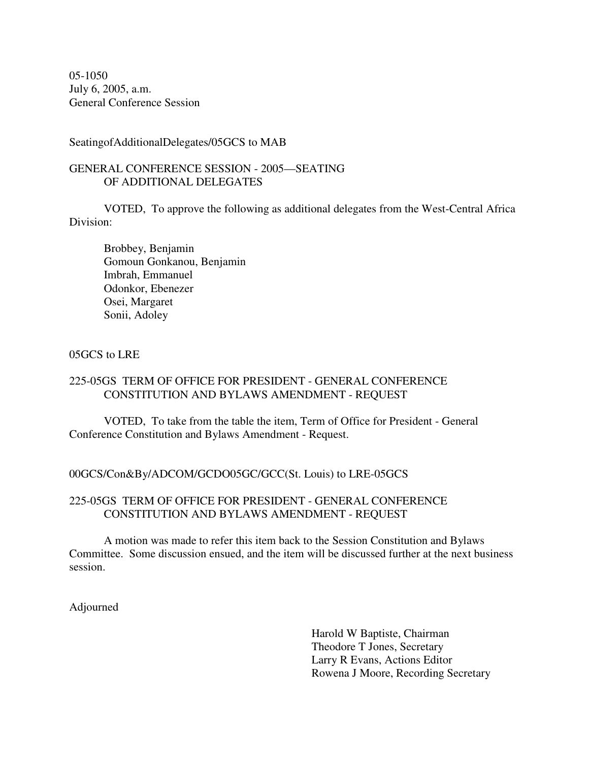05-1050
July 6, 2005, a.m.
General Conference Session

SeatingofAdditionalDelegates/05GCS to MAB

GENERAL CONFERENCE SESSION - 2005—SEATING
OF ADDITIONAL DELEGATES

VOTED, To approve the following as additional delegates from the West-Central Africa Division:

Brobbey, Benjamin
Gomoun Gonkanou, Benjamin
Imbrah, Emmanuel
Odonkor, Ebenezer
Osei, Margaret
Sonii, Adoley

05GCS to LRE

225-05GS TERM OF OFFICE FOR PRESIDENT - GENERAL CONFERENCE
CONSTITUTION AND BYLAWS AMENDMENT - REQUEST

VOTED, To take from the table the item, Term of Office for President - General Conference Constitution and Bylaws Amendment - Request.

00GCS/Con&By/ADCOM/GCDO05GC/GCC(St. Louis) to LRE-05GCS

225-05GS TERM OF OFFICE FOR PRESIDENT - GENERAL CONFERENCE
CONSTITUTION AND BYLAWS AMENDMENT - REQUEST

A motion was made to refer this item back to the Session Constitution and Bylaws Committee. Some discussion ensued, and the item will be discussed further at the next business session.

Adjourned

Harold W Baptiste, Chairman
Theodore T Jones, Secretary
Larry R Evans, Actions Editor
Rowena J Moore, Recording Secretary